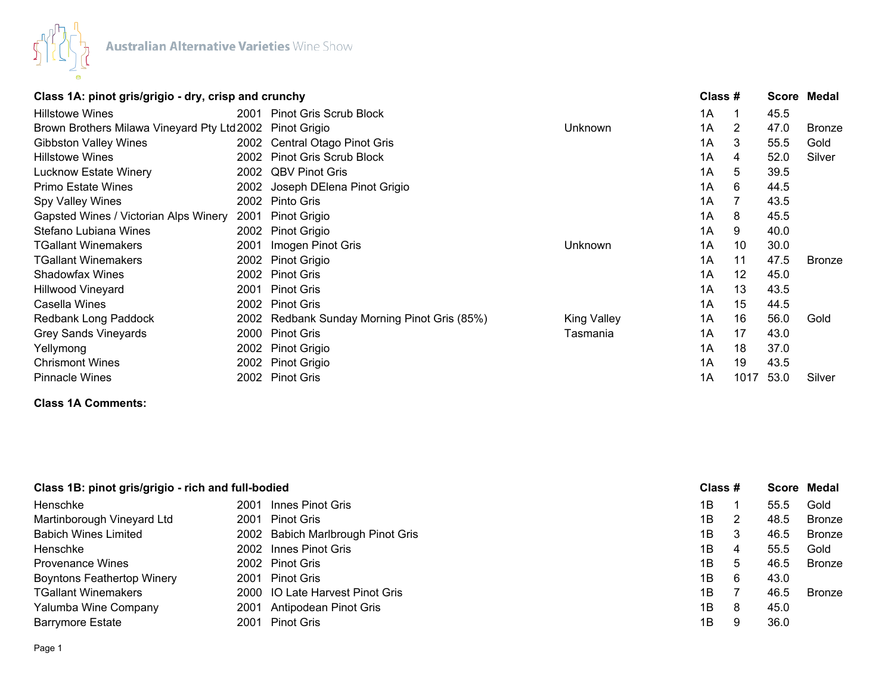Australian Alternative Varieties Wine Show

## Class 1A: pinot gris/grigio - dry, crisp and crunchy

| | | | | Class | # | Score | Medal |
|---|---|---|---|---|---|---|---|
| Hillstowe Wines | 2001 | Pinot Gris Scrub Block | | 1A | 1 | 45.5 | |
| Brown Brothers Milawa Vineyard Pty Ltd | 2002 | Pinot Grigio | Unknown | 1A | 2 | 47.0 | Bronze |
| Gibbston Valley Wines | 2002 | Central Otago Pinot Gris | | 1A | 3 | 55.5 | Gold |
| Hillstowe Wines | 2002 | Pinot Gris Scrub Block | | 1A | 4 | 52.0 | Silver |
| Lucknow Estate Winery | 2002 | QBV Pinot Gris | | 1A | 5 | 39.5 | |
| Primo Estate Wines | 2002 | Joseph DElena Pinot Grigio | | 1A | 6 | 44.5 | |
| Spy Valley Wines | 2002 | Pinto Gris | | 1A | 7 | 43.5 | |
| Gapsted Wines / Victorian Alps Winery | 2001 | Pinot Grigio | | 1A | 8 | 45.5 | |
| Stefano Lubiana Wines | 2002 | Pinot Grigio | | 1A | 9 | 40.0 | |
| TGallant Winemakers | 2001 | Imogen Pinot Gris | Unknown | 1A | 10 | 30.0 | |
| TGallant Winemakers | 2002 | Pinot Grigio | | 1A | 11 | 47.5 | Bronze |
| Shadowfax Wines | 2002 | Pinot Gris | | 1A | 12 | 45.0 | |
| Hillwood Vineyard | 2001 | Pinot Gris | | 1A | 13 | 43.5 | |
| Casella Wines | 2002 | Pinot Gris | | 1A | 15 | 44.5 | |
| Redbank Long Paddock | 2002 | Redbank Sunday Morning Pinot Gris (85%) | King Valley | 1A | 16 | 56.0 | Gold |
| Grey Sands Vineyards | 2000 | Pinot Gris | Tasmania | 1A | 17 | 43.0 | |
| Yellymong | 2002 | Pinot Grigio | | 1A | 18 | 37.0 | |
| Chrismont Wines | 2002 | Pinot Grigio | | 1A | 19 | 43.5 | |
| Pinnacle Wines | 2002 | Pinot Gris | | 1A | 1017 | 53.0 | Silver |

**Class 1A Comments:**

## Class 1B: pinot gris/grigio - rich and full-bodied

| | | | | Class | # | Score | Medal |
|---|---|---|---|---|---|---|---|
| Henschke | 2001 | Innes Pinot Gris | | 1B | 1 | 55.5 | Gold |
| Martinborough Vineyard Ltd | 2001 | Pinot Gris | | 1B | 2 | 48.5 | Bronze |
| Babich Wines Limited | 2002 | Babich Marlbrough Pinot Gris | | 1B | 3 | 46.5 | Bronze |
| Henschke | 2002 | Innes Pinot Gris | | 1B | 4 | 55.5 | Gold |
| Provenance Wines | 2002 | Pinot Gris | | 1B | 5 | 46.5 | Bronze |
| Boyntons Feathertop Winery | 2001 | Pinot Gris | | 1B | 6 | 43.0 | |
| TGallant Winemakers | 2000 | IO Late Harvest Pinot Gris | | 1B | 7 | 46.5 | Bronze |
| Yalumba Wine Company | 2001 | Antipodean Pinot Gris | | 1B | 8 | 45.0 | |
| Barrymore Estate | 2001 | Pinot Gris | | 1B | 9 | 36.0 | |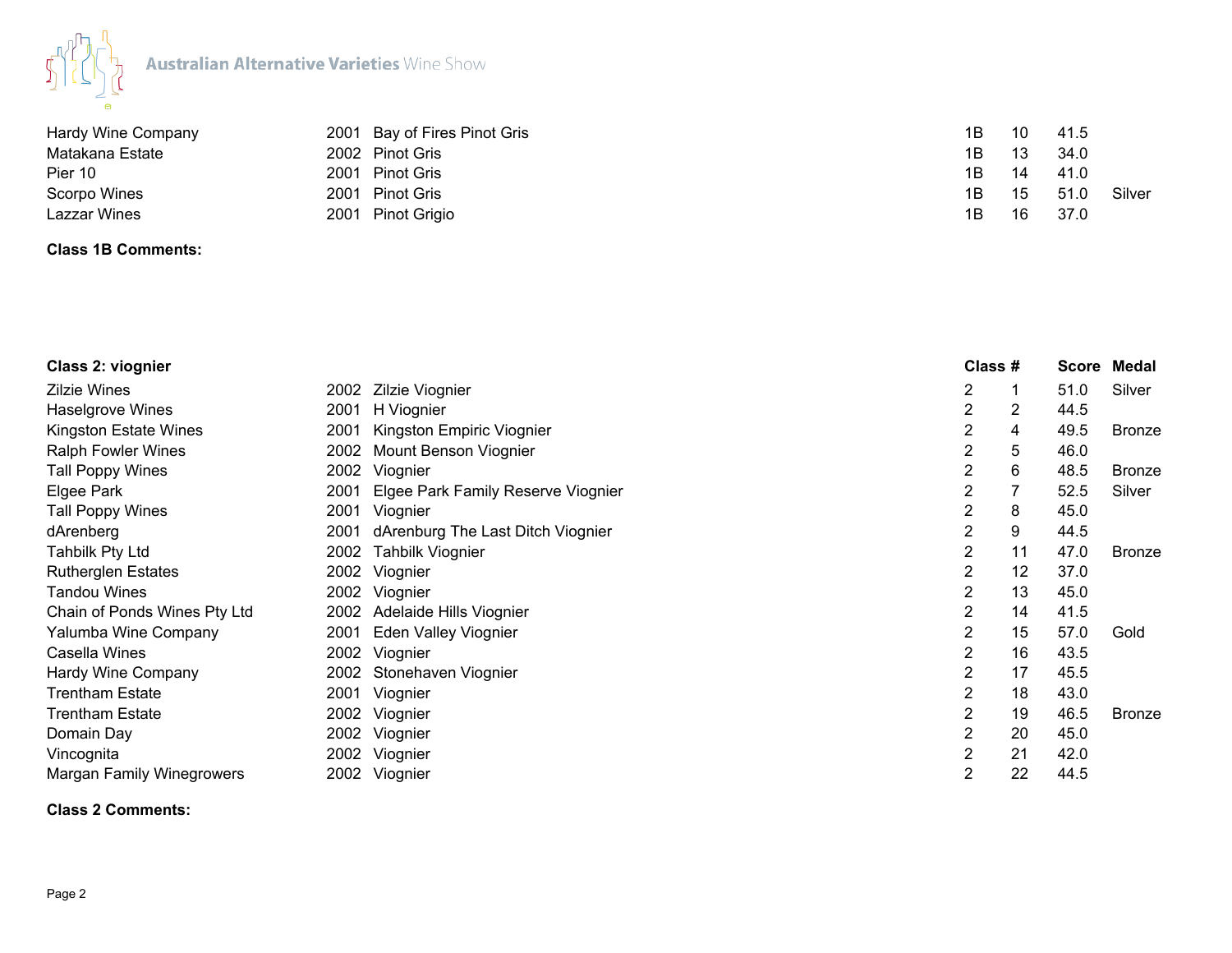| | | | | | | |
|---|---|---|---|---|---|---|
| Hardy Wine Company | 2001 | Bay of Fires Pinot Gris | 1B | 10 | 41.5 | |
| Matakana Estate | 2002 | Pinot Gris | 1B | 13 | 34.0 | |
| Pier 10 | 2001 | Pinot Gris | 1B | 14 | 41.0 | |
| Scorpo Wines | 2001 | Pinot Gris | 1B | 15 | 51.0 | Silver |
| Lazzar Wines | 2001 | Pinot Grigio | 1B | 16 | 37.0 | |

**Class 1B Comments:**

| **Class 2: viognier** | | | **Class** | **#** | **Score** | **Medal** |
|---|---|---|---|---|---|---|
| Zilzie Wines | 2002 | Zilzie Viognier | 2 | 1 | 51.0 | Silver |
| Haselgrove Wines | 2001 | H Viognier | 2 | 2 | 44.5 | |
| Kingston Estate Wines | 2001 | Kingston Empiric Viognier | 2 | 4 | 49.5 | Bronze |
| Ralph Fowler Wines | 2002 | Mount Benson Viognier | 2 | 5 | 46.0 | |
| Tall Poppy Wines | 2002 | Viognier | 2 | 6 | 48.5 | Bronze |
| Elgee Park | 2001 | Elgee Park Family Reserve Viognier | 2 | 7 | 52.5 | Silver |
| Tall Poppy Wines | 2001 | Viognier | 2 | 8 | 45.0 | |
| dArenberg | 2001 | dArenburg The Last Ditch Viognier | 2 | 9 | 44.5 | |
| Tahbilk Pty Ltd | 2002 | Tahbilk Viognier | 2 | 11 | 47.0 | Bronze |
| Rutherglen Estates | 2002 | Viognier | 2 | 12 | 37.0 | |
| Tandou Wines | 2002 | Viognier | 2 | 13 | 45.0 | |
| Chain of Ponds Wines Pty Ltd | 2002 | Adelaide Hills Viognier | 2 | 14 | 41.5 | |
| Yalumba Wine Company | 2001 | Eden Valley Viognier | 2 | 15 | 57.0 | Gold |
| Casella Wines | 2002 | Viognier | 2 | 16 | 43.5 | |
| Hardy Wine Company | 2002 | Stonehaven Viognier | 2 | 17 | 45.5 | |
| Trentham Estate | 2001 | Viognier | 2 | 18 | 43.0 | |
| Trentham Estate | 2002 | Viognier | 2 | 19 | 46.5 | Bronze |
| Domain Day | 2002 | Viognier | 2 | 20 | 45.0 | |
| Vincognita | 2002 | Viognier | 2 | 21 | 42.0 | |
| Margan Family Winegrowers | 2002 | Viognier | 2 | 22 | 44.5 | |

**Class 2 Comments:**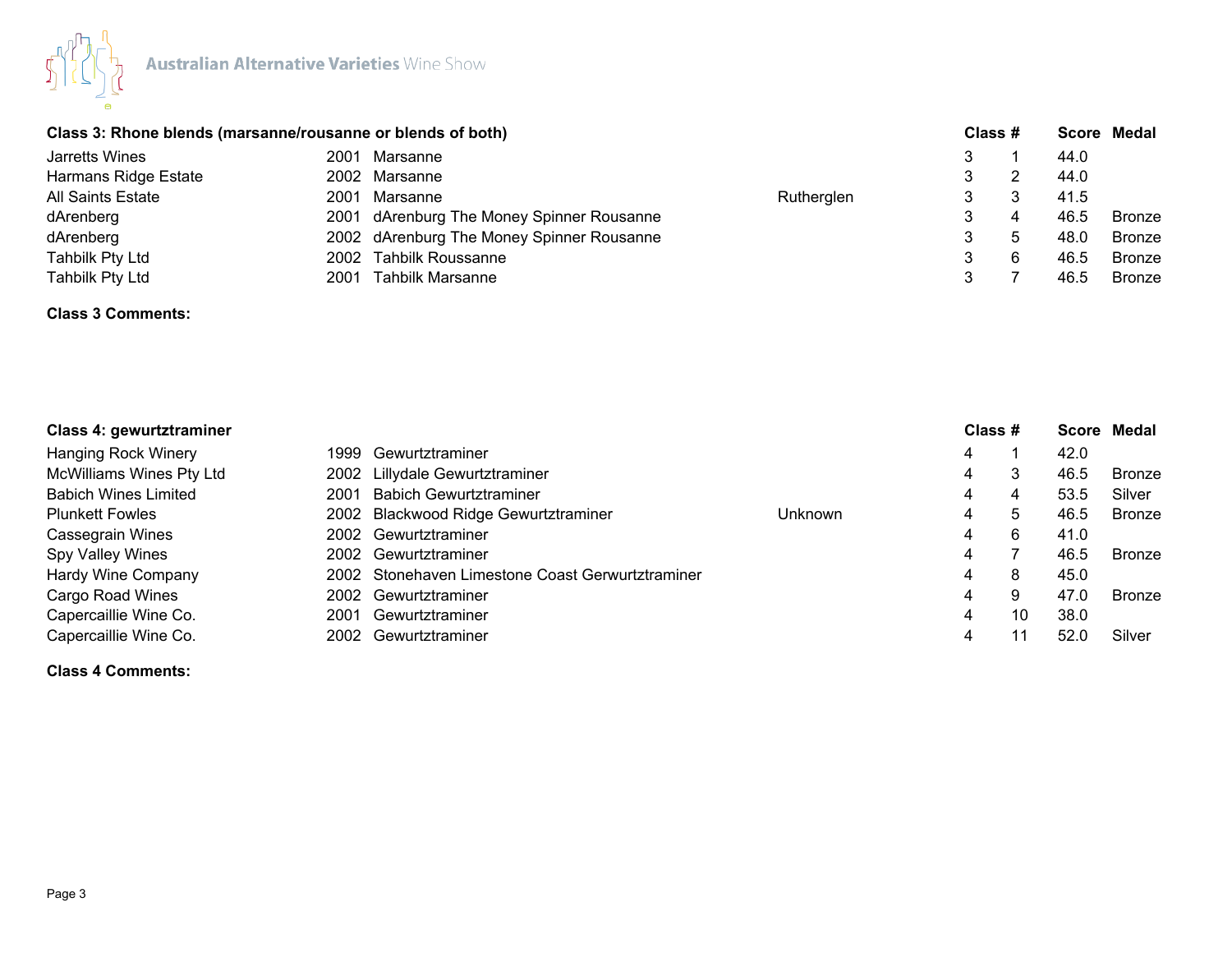Australian Alternative Varieties Wine Show

| Class 3: Rhone blends (marsanne/rousanne or blends of both) | | | | Class | # | Score | Medal |
|---|---|---|---|---|---|---|---|
| Jarretts Wines | 2001 | Marsanne | | 3 | 1 | 44.0 | |
| Harmans Ridge Estate | 2002 | Marsanne | | 3 | 2 | 44.0 | |
| All Saints Estate | 2001 | Marsanne | Rutherglen | 3 | 3 | 41.5 | |
| dArenberg | 2001 | dArenburg The Money Spinner Rousanne | | 3 | 4 | 46.5 | Bronze |
| dArenberg | 2002 | dArenburg The Money Spinner Rousanne | | 3 | 5 | 48.0 | Bronze |
| Tahbilk Pty Ltd | 2002 | Tahbilk Roussanne | | 3 | 6 | 46.5 | Bronze |
| Tahbilk Pty Ltd | 2001 | Tahbilk Marsanne | | 3 | 7 | 46.5 | Bronze |

**Class 3 Comments:**

| Class 4: gewurtztraminer | | | | Class | # | Score | Medal |
|---|---|---|---|---|---|---|---|
| Hanging Rock Winery | 1999 | Gewurtztraminer | | 4 | 1 | 42.0 | |
| McWilliams Wines Pty Ltd | 2002 | Lillydale Gewurtztraminer | | 4 | 3 | 46.5 | Bronze |
| Babich Wines Limited | 2001 | Babich Gewurtztraminer | | 4 | 4 | 53.5 | Silver |
| Plunkett Fowles | 2002 | Blackwood Ridge Gewurtztraminer | Unknown | 4 | 5 | 46.5 | Bronze |
| Cassegrain Wines | 2002 | Gewurtztraminer | | 4 | 6 | 41.0 | |
| Spy Valley Wines | 2002 | Gewurtztraminer | | 4 | 7 | 46.5 | Bronze |
| Hardy Wine Company | 2002 | Stonehaven Limestone Coast Gerwurtztraminer | | 4 | 8 | 45.0 | |
| Cargo Road Wines | 2002 | Gewurtztraminer | | 4 | 9 | 47.0 | Bronze |
| Capercaillie Wine Co. | 2001 | Gewurtztraminer | | 4 | 10 | 38.0 | |
| Capercaillie Wine Co. | 2002 | Gewurtztraminer | | 4 | 11 | 52.0 | Silver |

**Class 4 Comments:**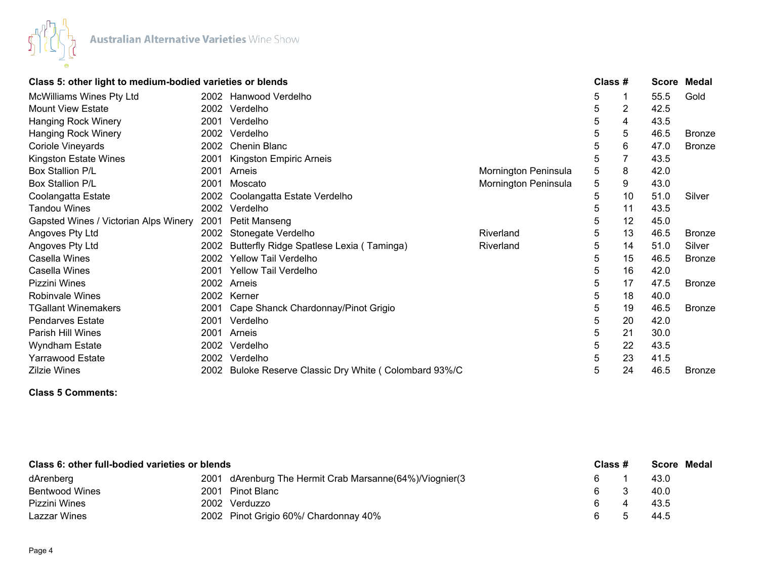## Class 5: other light to medium-bodied varieties or blends

| Exhibitor | Vintage | Wine | Region | Class | # | Score | Medal |
|---|---|---|---|---|---|---|---|
| McWilliams Wines Pty Ltd | 2002 | Hanwood Verdelho | | 5 | 1 | 55.5 | Gold |
| Mount View Estate | 2002 | Verdelho | | 5 | 2 | 42.5 | |
| Hanging Rock Winery | 2001 | Verdelho | | 5 | 4 | 43.5 | |
| Hanging Rock Winery | 2002 | Verdelho | | 5 | 5 | 46.5 | Bronze |
| Coriole Vineyards | 2002 | Chenin Blanc | | 5 | 6 | 47.0 | Bronze |
| Kingston Estate Wines | 2001 | Kingston Empiric Arneis | | 5 | 7 | 43.5 | |
| Box Stallion P/L | 2001 | Arneis | Mornington Peninsula | 5 | 8 | 42.0 | |
| Box Stallion P/L | 2001 | Moscato | Mornington Peninsula | 5 | 9 | 43.0 | |
| Coolangatta Estate | 2002 | Coolangatta Estate Verdelho | | 5 | 10 | 51.0 | Silver |
| Tandou Wines | 2002 | Verdelho | | 5 | 11 | 43.5 | |
| Gapsted Wines / Victorian Alps Winery | 2001 | Petit Manseng | | 5 | 12 | 45.0 | |
| Angoves Pty Ltd | 2002 | Stonegate Verdelho | Riverland | 5 | 13 | 46.5 | Bronze |
| Angoves Pty Ltd | 2002 | Butterfly Ridge Spatlese Lexia ( Taminga) | Riverland | 5 | 14 | 51.0 | Silver |
| Casella Wines | 2002 | Yellow Tail Verdelho | | 5 | 15 | 46.5 | Bronze |
| Casella Wines | 2001 | Yellow Tail Verdelho | | 5 | 16 | 42.0 | |
| Pizzini Wines | 2002 | Arneis | | 5 | 17 | 47.5 | Bronze |
| Robinvale Wines | 2002 | Kerner | | 5 | 18 | 40.0 | |
| TGallant Winemakers | 2001 | Cape Shanck Chardonnay/Pinot Grigio | | 5 | 19 | 46.5 | Bronze |
| Pendarves Estate | 2001 | Verdelho | | 5 | 20 | 42.0 | |
| Parish Hill Wines | 2001 | Arneis | | 5 | 21 | 30.0 | |
| Wyndham Estate | 2002 | Verdelho | | 5 | 22 | 43.5 | |
| Yarrawood Estate | 2002 | Verdelho | | 5 | 23 | 41.5 | |
| Zilzie Wines | 2002 | Buloke Reserve Classic Dry White ( Colombard 93%/C | | 5 | 24 | 46.5 | Bronze |

**Class 5 Comments:**

## Class 6: other full-bodied varieties or blends

| Exhibitor | Vintage | Wine | Region | Class | # | Score | Medal |
|---|---|---|---|---|---|---|---|
| dArenberg | 2001 | dArenburg The Hermit Crab Marsanne(64%)/Viognier(3 | | 6 | 1 | 43.0 | |
| Bentwood Wines | 2001 | Pinot Blanc | | 6 | 3 | 40.0 | |
| Pizzini Wines | 2002 | Verduzzo | | 6 | 4 | 43.5 | |
| Lazzar Wines | 2002 | Pinot Grigio 60%/ Chardonnay 40% | | 6 | 5 | 44.5 | |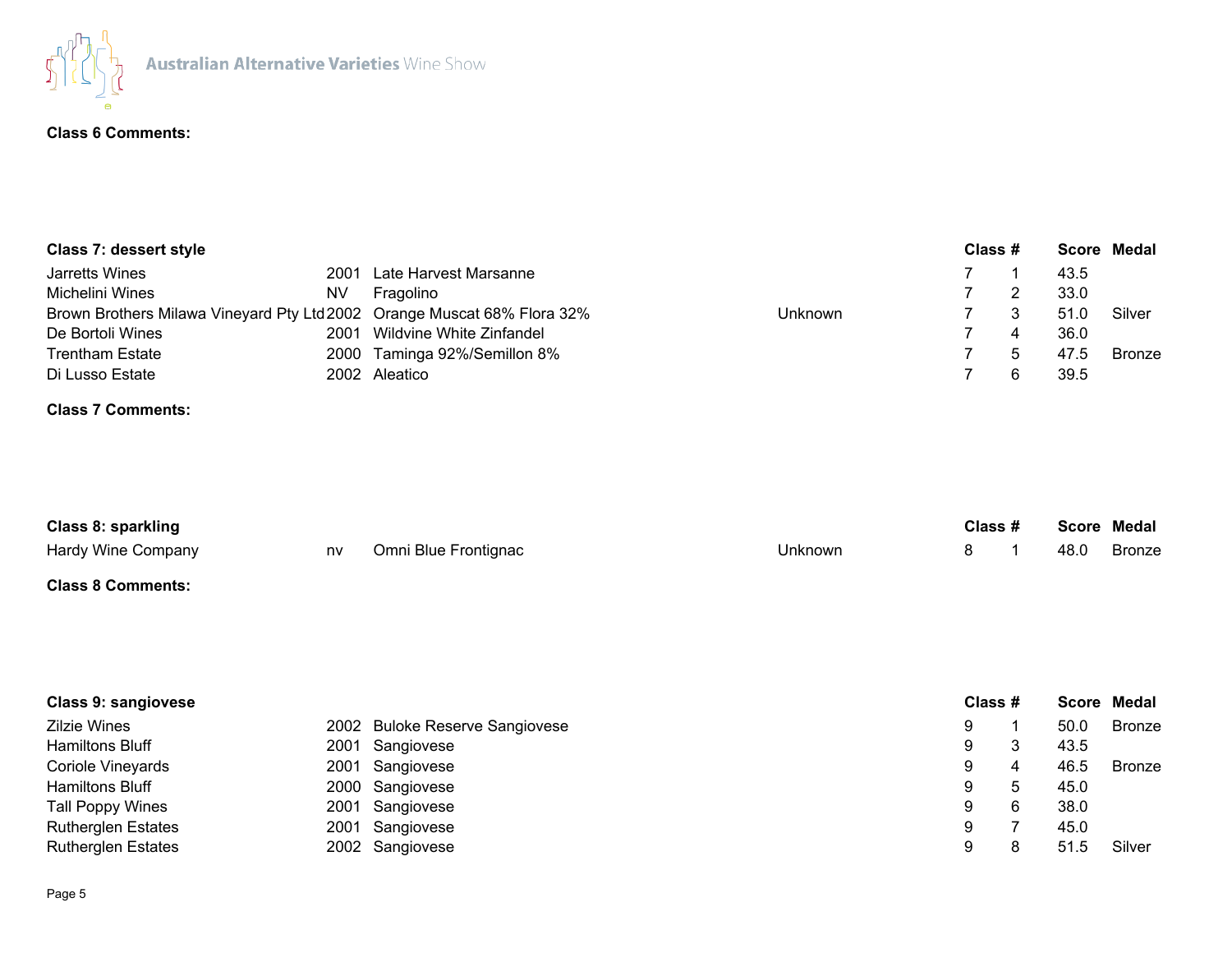**Class 6 Comments:**

| Class 7: dessert style | | | | Class | # | Score | Medal |
|---|---|---|---|---|---|---|---|
| Jarretts Wines | 2001 | Late Harvest Marsanne | | 7 | 1 | 43.5 | |
| Michelini Wines | NV | Fragolino | | 7 | 2 | 33.0 | |
| Brown Brothers Milawa Vineyard Pty Ltd | 2002 | Orange Muscat 68% Flora 32% | Unknown | 7 | 3 | 51.0 | Silver |
| De Bortoli Wines | 2001 | Wildvine White Zinfandel | | 7 | 4 | 36.0 | |
| Trentham Estate | 2000 | Taminga 92%/Semillon 8% | | 7 | 5 | 47.5 | Bronze |
| Di Lusso Estate | 2002 | Aleatico | | 7 | 6 | 39.5 | |

**Class 7 Comments:**

| Class 8: sparkling | | | | Class | # | Score | Medal |
|---|---|---|---|---|---|---|---|
| Hardy Wine Company | nv | Omni Blue Frontignac | Unknown | 8 | 1 | 48.0 | Bronze |

**Class 8 Comments:**

| Class 9: sangiovese | | | | Class | # | Score | Medal |
|---|---|---|---|---|---|---|---|
| Zilzie Wines | 2002 | Buloke Reserve Sangiovese | | 9 | 1 | 50.0 | Bronze |
| Hamiltons Bluff | 2001 | Sangiovese | | 9 | 3 | 43.5 | |
| Coriole Vineyards | 2001 | Sangiovese | | 9 | 4 | 46.5 | Bronze |
| Hamiltons Bluff | 2000 | Sangiovese | | 9 | 5 | 45.0 | |
| Tall Poppy Wines | 2001 | Sangiovese | | 9 | 6 | 38.0 | |
| Rutherglen Estates | 2001 | Sangiovese | | 9 | 7 | 45.0 | |
| Rutherglen Estates | 2002 | Sangiovese | | 9 | 8 | 51.5 | Silver |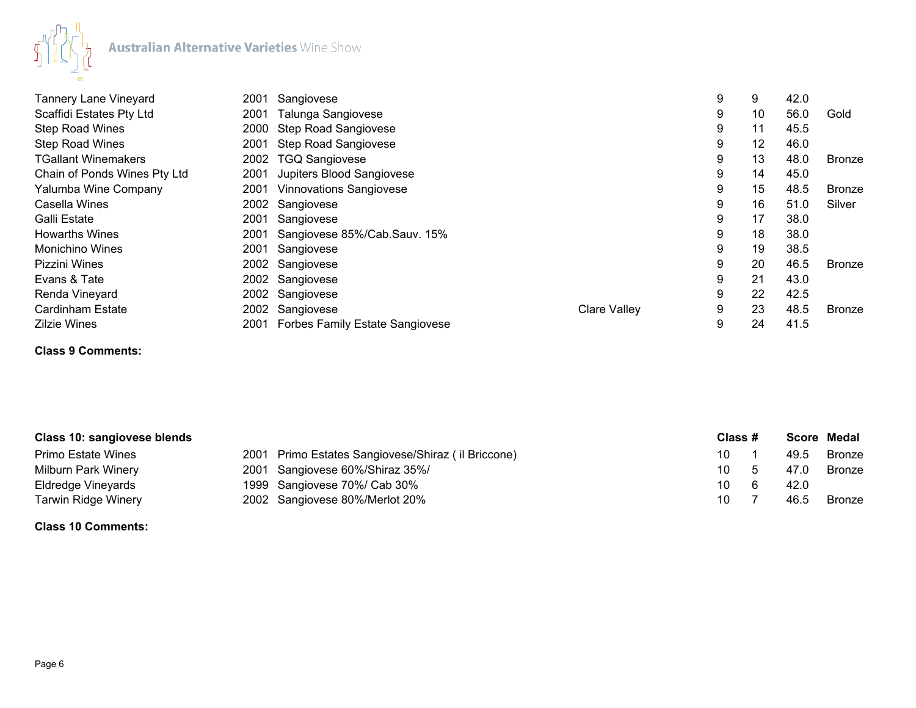| | | | | | | | |
|---|---|---|---|---|---|---|---|
| Tannery Lane Vineyard | 2001 | Sangiovese | | 9 | 9 | 42.0 | |
| Scaffidi Estates Pty Ltd | 2001 | Talunga Sangiovese | | 9 | 10 | 56.0 | Gold |
| Step Road Wines | 2000 | Step Road Sangiovese | | 9 | 11 | 45.5 | |
| Step Road Wines | 2001 | Step Road Sangiovese | | 9 | 12 | 46.0 | |
| TGallant Winemakers | 2002 | TGQ Sangiovese | | 9 | 13 | 48.0 | Bronze |
| Chain of Ponds Wines Pty Ltd | 2001 | Jupiters Blood Sangiovese | | 9 | 14 | 45.0 | |
| Yalumba Wine Company | 2001 | Vinnovations Sangiovese | | 9 | 15 | 48.5 | Bronze |
| Casella Wines | 2002 | Sangiovese | | 9 | 16 | 51.0 | Silver |
| Galli Estate | 2001 | Sangiovese | | 9 | 17 | 38.0 | |
| Howarths Wines | 2001 | Sangiovese 85%/Cab.Sauv. 15% | | 9 | 18 | 38.0 | |
| Monichino Wines | 2001 | Sangiovese | | 9 | 19 | 38.5 | |
| Pizzini Wines | 2002 | Sangiovese | | 9 | 20 | 46.5 | Bronze |
| Evans & Tate | 2002 | Sangiovese | | 9 | 21 | 43.0 | |
| Renda Vineyard | 2002 | Sangiovese | | 9 | 22 | 42.5 | |
| Cardinham Estate | 2002 | Sangiovese | Clare Valley | 9 | 23 | 48.5 | Bronze |
| Zilzie Wines | 2001 | Forbes Family Estate Sangiovese | | 9 | 24 | 41.5 | |

**Class 9 Comments:**

| **Class 10: sangiovese blends** | | | | **Class #** | | **Score** | **Medal** |
|---|---|---|---|---|---|---|---|
| Primo Estate Wines | 2001 | Primo Estates Sangiovese/Shiraz ( il Briccone) | | 10 | 1 | 49.5 | Bronze |
| Milburn Park Winery | 2001 | Sangiovese 60%/Shiraz 35%/ | | 10 | 5 | 47.0 | Bronze |
| Eldredge Vineyards | 1999 | Sangiovese 70%/ Cab 30% | | 10 | 6 | 42.0 | |
| Tarwin Ridge Winery | 2002 | Sangiovese 80%/Merlot 20% | | 10 | 7 | 46.5 | Bronze |

**Class 10 Comments:**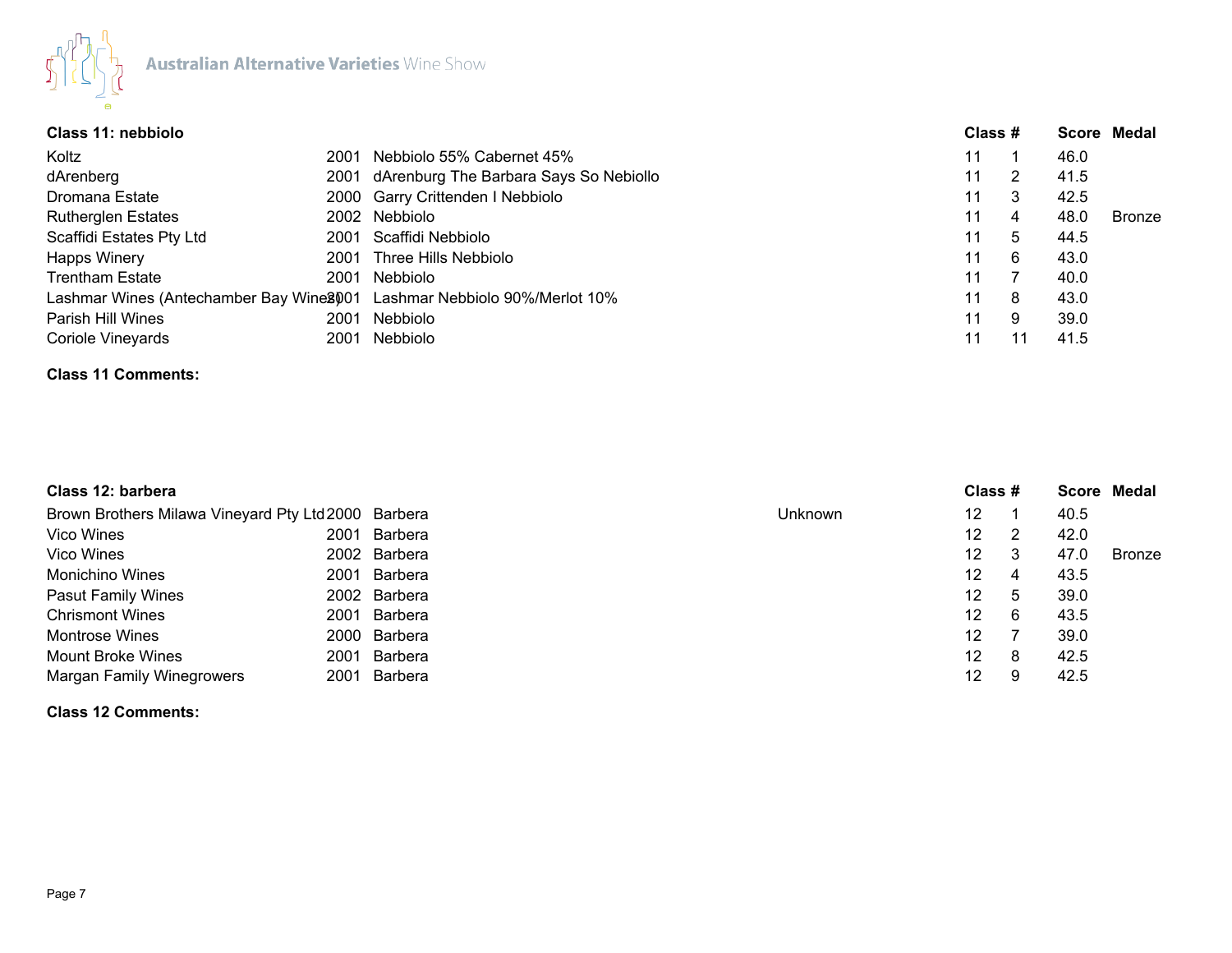Australian Alternative Varieties Wine Show

## Class 11: nebbiolo

| Exhibitor | Year | Wine | Class | # | Score | Medal |
|---|---|---|---|---|---|---|
| Koltz | 2001 | Nebbiolo 55% Cabernet 45% | 11 | 1 | 46.0 | |
| dArenberg | 2001 | dArenburg The Barbara Says So Nebiollo | 11 | 2 | 41.5 | |
| Dromana Estate | 2000 | Garry Crittenden I Nebbiolo | 11 | 3 | 42.5 | |
| Rutherglen Estates | 2002 | Nebbiolo | 11 | 4 | 48.0 | Bronze |
| Scaffidi Estates Pty Ltd | 2001 | Scaffidi Nebbiolo | 11 | 5 | 44.5 | |
| Happs Winery | 2001 | Three Hills Nebbiolo | 11 | 6 | 43.0 | |
| Trentham Estate | 2001 | Nebbiolo | 11 | 7 | 40.0 | |
| Lashmar Wines (Antechamber Bay Wines) | 2001 | Lashmar Nebbiolo 90%/Merlot 10% | 11 | 8 | 43.0 | |
| Parish Hill Wines | 2001 | Nebbiolo | 11 | 9 | 39.0 | |
| Coriole Vineyards | 2001 | Nebbiolo | 11 | 11 | 41.5 | |

**Class 11 Comments:**

## Class 12: barbera

| Exhibitor | Year | Wine | | Class | # | Score | Medal |
|---|---|---|---|---|---|---|---|
| Brown Brothers Milawa Vineyard Pty Ltd | 2000 | Barbera | Unknown | 12 | 1 | 40.5 | |
| Vico Wines | 2001 | Barbera | | 12 | 2 | 42.0 | |
| Vico Wines | 2002 | Barbera | | 12 | 3 | 47.0 | Bronze |
| Monichino Wines | 2001 | Barbera | | 12 | 4 | 43.5 | |
| Pasut Family Wines | 2002 | Barbera | | 12 | 5 | 39.0 | |
| Chrismont Wines | 2001 | Barbera | | 12 | 6 | 43.5 | |
| Montrose Wines | 2000 | Barbera | | 12 | 7 | 39.0 | |
| Mount Broke Wines | 2001 | Barbera | | 12 | 8 | 42.5 | |
| Margan Family Winegrowers | 2001 | Barbera | | 12 | 9 | 42.5 | |

**Class 12 Comments:**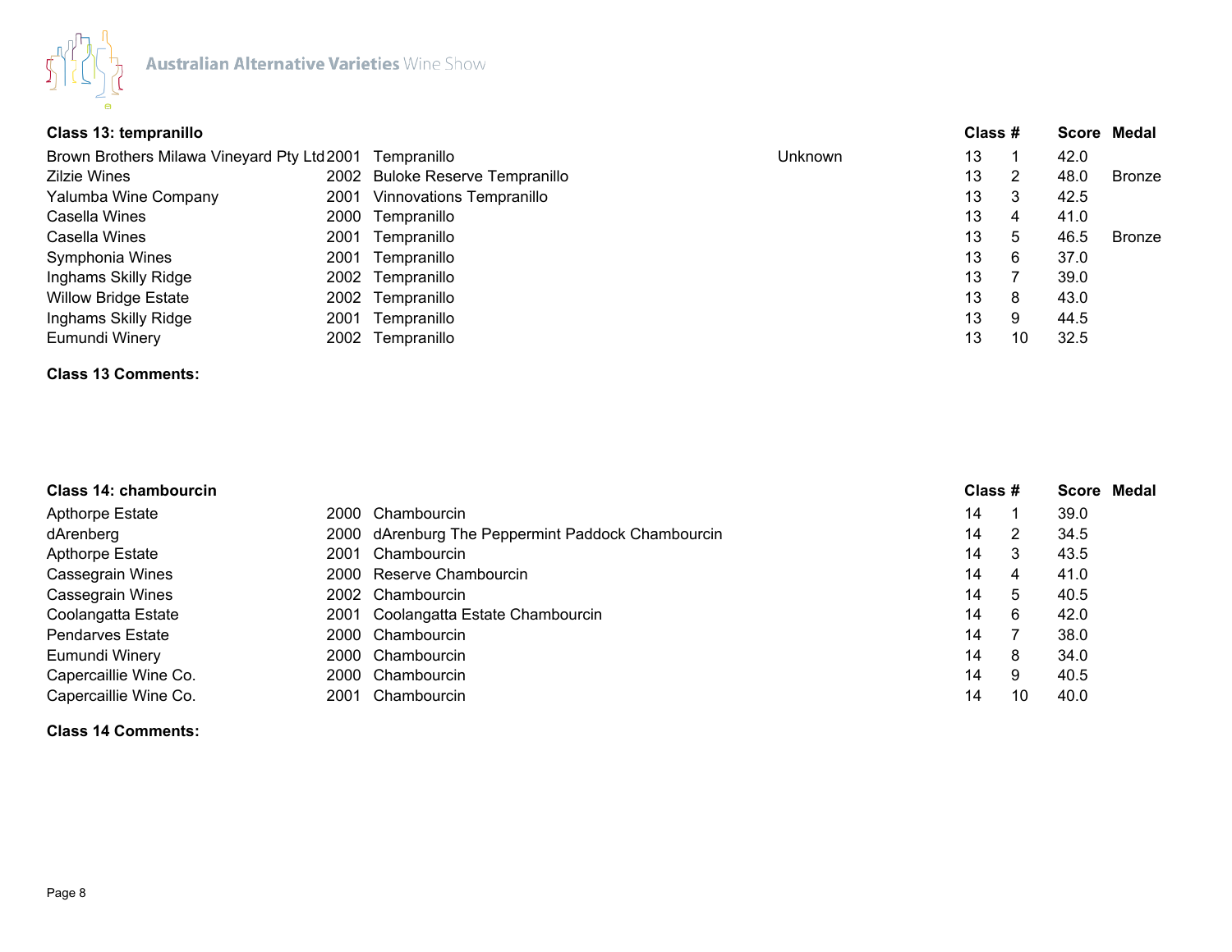Australian Alternative Varieties Wine Show

## Class 13: tempranillo

| Exhibitor | Year | Wine | | Class | # | Score | Medal |
|---|---|---|---|---|---|---|---|
| Brown Brothers Milawa Vineyard Pty Ltd | 2001 | Tempranillo | Unknown | 13 | 1 | 42.0 | |
| Zilzie Wines | 2002 | Buloke Reserve Tempranillo | | 13 | 2 | 48.0 | Bronze |
| Yalumba Wine Company | 2001 | Vinnovations Tempranillo | | 13 | 3 | 42.5 | |
| Casella Wines | 2000 | Tempranillo | | 13 | 4 | 41.0 | |
| Casella Wines | 2001 | Tempranillo | | 13 | 5 | 46.5 | Bronze |
| Symphonia Wines | 2001 | Tempranillo | | 13 | 6 | 37.0 | |
| Inghams Skilly Ridge | 2002 | Tempranillo | | 13 | 7 | 39.0 | |
| Willow Bridge Estate | 2002 | Tempranillo | | 13 | 8 | 43.0 | |
| Inghams Skilly Ridge | 2001 | Tempranillo | | 13 | 9 | 44.5 | |
| Eumundi Winery | 2002 | Tempranillo | | 13 | 10 | 32.5 | |

**Class 13 Comments:**

## Class 14: chambourcin

| Exhibitor | Year | Wine | Class | # | Score | Medal |
|---|---|---|---|---|---|---|
| Apthorpe Estate | 2000 | Chambourcin | 14 | 1 | 39.0 | |
| dArenberg | 2000 | dArenburg The Peppermint Paddock Chambourcin | 14 | 2 | 34.5 | |
| Apthorpe Estate | 2001 | Chambourcin | 14 | 3 | 43.5 | |
| Cassegrain Wines | 2000 | Reserve Chambourcin | 14 | 4 | 41.0 | |
| Cassegrain Wines | 2002 | Chambourcin | 14 | 5 | 40.5 | |
| Coolangatta Estate | 2001 | Coolangatta Estate Chambourcin | 14 | 6 | 42.0 | |
| Pendarves Estate | 2000 | Chambourcin | 14 | 7 | 38.0 | |
| Eumundi Winery | 2000 | Chambourcin | 14 | 8 | 34.0 | |
| Capercaillie Wine Co. | 2000 | Chambourcin | 14 | 9 | 40.5 | |
| Capercaillie Wine Co. | 2001 | Chambourcin | 14 | 10 | 40.0 | |

**Class 14 Comments:**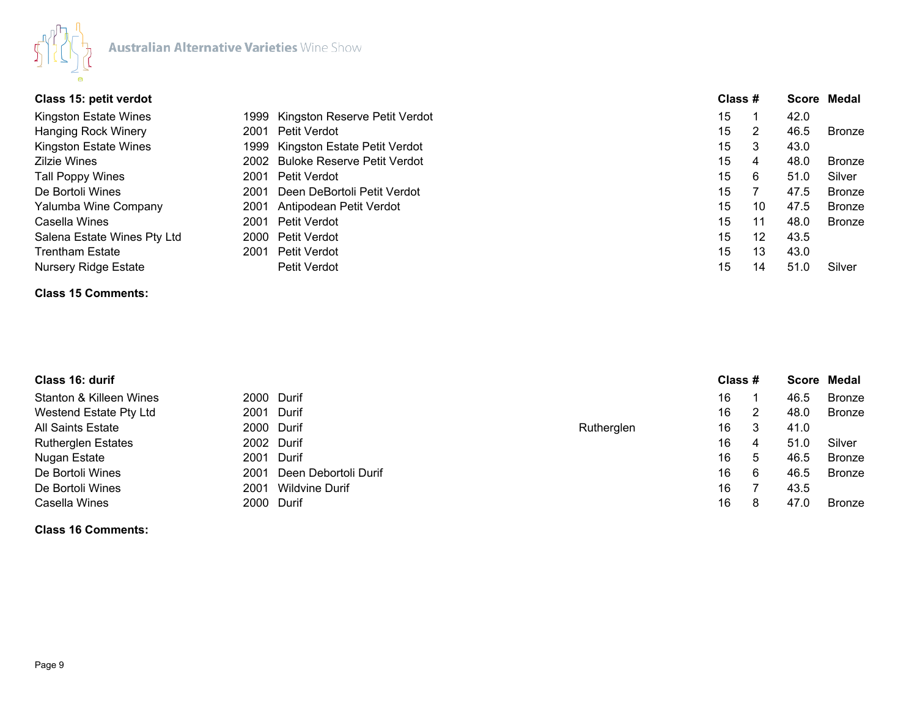Australian Alternative Varieties Wine Show

### Class 15: petit verdot

| Exhibitor | Year | Wine | | Class | # | Score | Medal |
|---|---|---|---|---|---|---|---|
| Kingston Estate Wines | 1999 | Kingston Reserve Petit Verdot | | 15 | 1 | 42.0 | |
| Hanging Rock Winery | 2001 | Petit Verdot | | 15 | 2 | 46.5 | Bronze |
| Kingston Estate Wines | 1999 | Kingston Estate Petit Verdot | | 15 | 3 | 43.0 | |
| Zilzie Wines | 2002 | Buloke Reserve Petit Verdot | | 15 | 4 | 48.0 | Bronze |
| Tall Poppy Wines | 2001 | Petit Verdot | | 15 | 6 | 51.0 | Silver |
| De Bortoli Wines | 2001 | Deen DeBortoli Petit Verdot | | 15 | 7 | 47.5 | Bronze |
| Yalumba Wine Company | 2001 | Antipodean Petit Verdot | | 15 | 10 | 47.5 | Bronze |
| Casella Wines | 2001 | Petit Verdot | | 15 | 11 | 48.0 | Bronze |
| Salena Estate Wines Pty Ltd | 2000 | Petit Verdot | | 15 | 12 | 43.5 | |
| Trentham Estate | 2001 | Petit Verdot | | 15 | 13 | 43.0 | |
| Nursery Ridge Estate | | Petit Verdot | | 15 | 14 | 51.0 | Silver |

**Class 15 Comments:**

### Class 16: durif

| Exhibitor | Year | Wine | | Class | # | Score | Medal |
|---|---|---|---|---|---|---|---|
| Stanton & Killeen Wines | 2000 | Durif | | 16 | 1 | 46.5 | Bronze |
| Westend Estate Pty Ltd | 2001 | Durif | | 16 | 2 | 48.0 | Bronze |
| All Saints Estate | 2000 | Durif | Rutherglen | 16 | 3 | 41.0 | |
| Rutherglen Estates | 2002 | Durif | | 16 | 4 | 51.0 | Silver |
| Nugan Estate | 2001 | Durif | | 16 | 5 | 46.5 | Bronze |
| De Bortoli Wines | 2001 | Deen Debortoli Durif | | 16 | 6 | 46.5 | Bronze |
| De Bortoli Wines | 2001 | Wildvine Durif | | 16 | 7 | 43.5 | |
| Casella Wines | 2000 | Durif | | 16 | 8 | 47.0 | Bronze |

**Class 16 Comments:**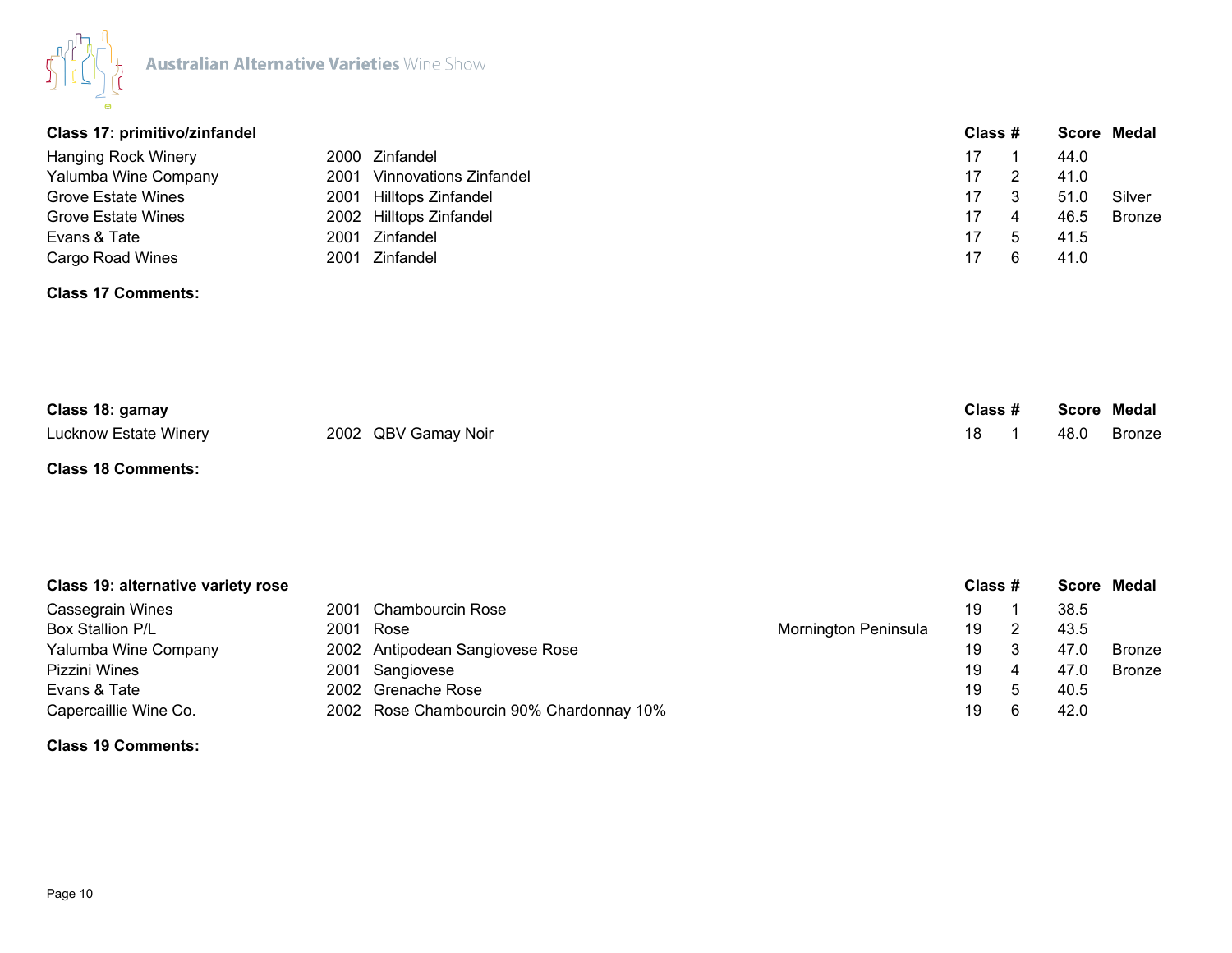## Class 17: primitivo/zinfandel

| Exhibitor | Vintage | Wine | Region | Class | # | Score | Medal |
|---|---|---|---|---|---|---|---|
| Hanging Rock Winery | 2000 | Zinfandel | | 17 | 1 | 44.0 | |
| Yalumba Wine Company | 2001 | Vinnovations Zinfandel | | 17 | 2 | 41.0 | |
| Grove Estate Wines | 2001 | Hilltops Zinfandel | | 17 | 3 | 51.0 | Silver |
| Grove Estate Wines | 2002 | Hilltops Zinfandel | | 17 | 4 | 46.5 | Bronze |
| Evans & Tate | 2001 | Zinfandel | | 17 | 5 | 41.5 | |
| Cargo Road Wines | 2001 | Zinfandel | | 17 | 6 | 41.0 | |

**Class 17 Comments:**

## Class 18: gamay

| Exhibitor | Vintage | Wine | Region | Class | # | Score | Medal |
|---|---|---|---|---|---|---|---|
| Lucknow Estate Winery | 2002 | QBV Gamay Noir | | 18 | 1 | 48.0 | Bronze |

**Class 18 Comments:**

## Class 19: alternative variety rose

| Exhibitor | Vintage | Wine | Region | Class | # | Score | Medal |
|---|---|---|---|---|---|---|---|
| Cassegrain Wines | 2001 | Chambourcin Rose | | 19 | 1 | 38.5 | |
| Box Stallion P/L | 2001 | Rose | Mornington Peninsula | 19 | 2 | 43.5 | |
| Yalumba Wine Company | 2002 | Antipodean Sangiovese Rose | | 19 | 3 | 47.0 | Bronze |
| Pizzini Wines | 2001 | Sangiovese | | 19 | 4 | 47.0 | Bronze |
| Evans & Tate | 2002 | Grenache Rose | | 19 | 5 | 40.5 | |
| Capercaillie Wine Co. | 2002 | Rose Chambourcin 90% Chardonnay 10% | | 19 | 6 | 42.0 | |

**Class 19 Comments:**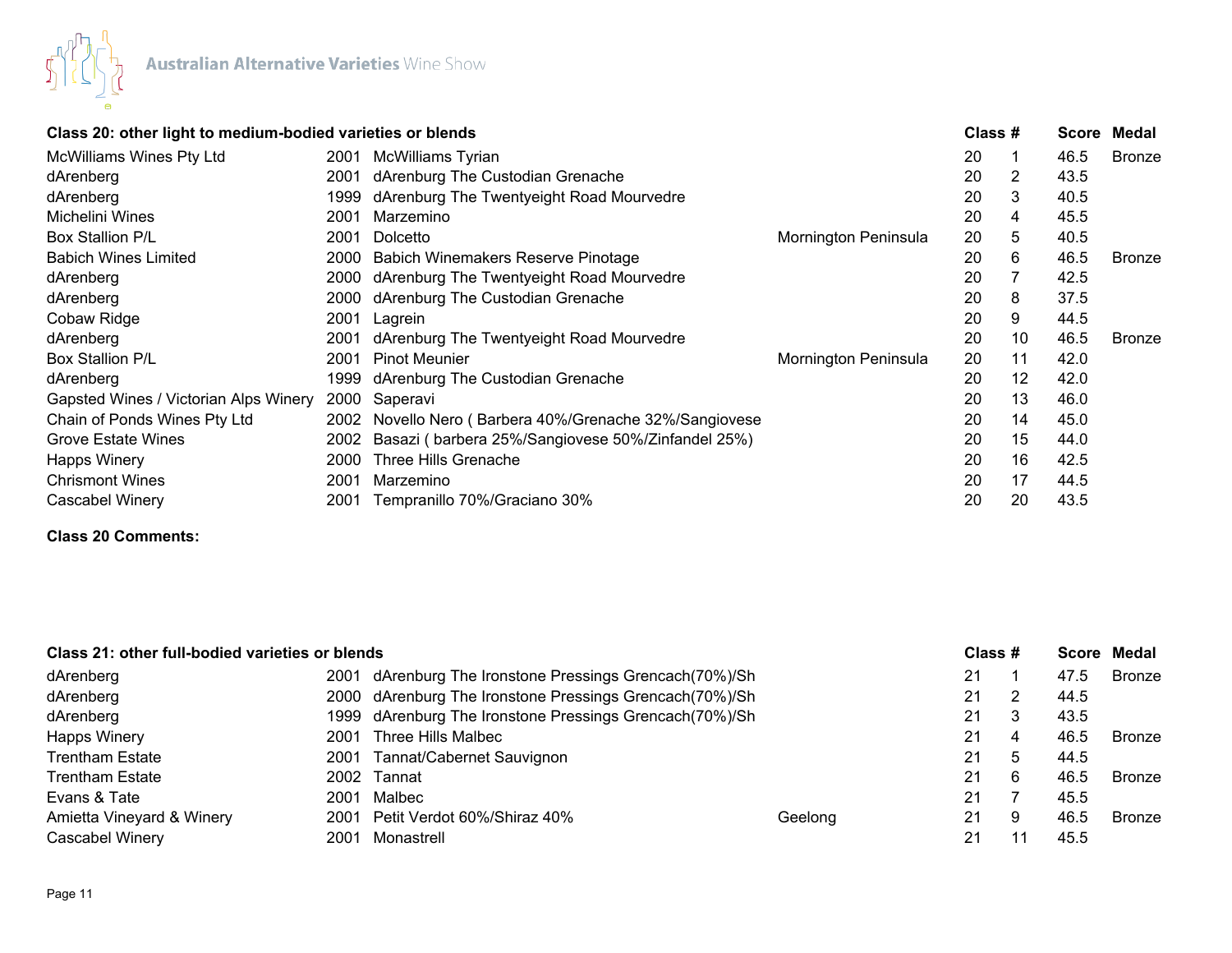Australian Alternative Varieties Wine Show

## Class 20: other light to medium-bodied varieties or blends

| Exhibitor | Year | Wine | Region | Class | # | Score | Medal |
|---|---|---|---|---|---|---|---|
| McWilliams Wines Pty Ltd | 2001 | McWilliams Tyrian | | 20 | 1 | 46.5 | Bronze |
| dArenburg | 2001 | dArenburg The Custodian Grenache | | 20 | 2 | 43.5 | |
| dArenburg | 1999 | dArenburg The Twentyeight Road Mourvedre | | 20 | 3 | 40.5 | |
| Michelini Wines | 2001 | Marzemino | | 20 | 4 | 45.5 | |
| Box Stallion P/L | 2001 | Dolcetto | Mornington Peninsula | 20 | 5 | 40.5 | |
| Babich Wines Limited | 2000 | Babich Winemakers Reserve Pinotage | | 20 | 6 | 46.5 | Bronze |
| dArenburg | 2000 | dArenburg The Twentyeight Road Mourvedre | | 20 | 7 | 42.5 | |
| dArenburg | 2000 | dArenburg The Custodian Grenache | | 20 | 8 | 37.5 | |
| Cobaw Ridge | 2001 | Lagrein | | 20 | 9 | 44.5 | |
| dArenburg | 2001 | dArenburg The Twentyeight Road Mourvedre | | 20 | 10 | 46.5 | Bronze |
| Box Stallion P/L | 2001 | Pinot Meunier | Mornington Peninsula | 20 | 11 | 42.0 | |
| dArenburg | 1999 | dArenburg The Custodian Grenache | | 20 | 12 | 42.0 | |
| Gapsted Wines / Victorian Alps Winery | 2000 | Saperavi | | 20 | 13 | 46.0 | |
| Chain of Ponds Wines Pty Ltd | 2002 | Novello Nero ( Barbera 40%/Grenache 32%/Sangiovese | | 20 | 14 | 45.0 | |
| Grove Estate Wines | 2002 | Basazi ( barbera 25%/Sangiovese 50%/Zinfandel 25%) | | 20 | 15 | 44.0 | |
| Happs Winery | 2000 | Three Hills Grenache | | 20 | 16 | 42.5 | |
| Chrismont Wines | 2001 | Marzemino | | 20 | 17 | 44.5 | |
| Cascabel Winery | 2001 | Tempranillo 70%/Graciano 30% | | 20 | 20 | 43.5 | |

**Class 20 Comments:**

## Class 21: other full-bodied varieties or blends

| Exhibitor | Year | Wine | Region | Class | # | Score | Medal |
|---|---|---|---|---|---|---|---|
| dArenburg | 2001 | dArenburg The Ironstone Pressings Grencach(70%)/Sh | | 21 | 1 | 47.5 | Bronze |
| dArenburg | 2000 | dArenburg The Ironstone Pressings Grencach(70%)/Sh | | 21 | 2 | 44.5 | |
| dArenburg | 1999 | dArenburg The Ironstone Pressings Grencach(70%)/Sh | | 21 | 3 | 43.5 | |
| Happs Winery | 2001 | Three Hills Malbec | | 21 | 4 | 46.5 | Bronze |
| Trentham Estate | 2001 | Tannat/Cabernet Sauvignon | | 21 | 5 | 44.5 | |
| Trentham Estate | 2002 | Tannat | | 21 | 6 | 46.5 | Bronze |
| Evans & Tate | 2001 | Malbec | | 21 | 7 | 45.5 | |
| Amietta Vineyard & Winery | 2001 | Petit Verdot 60%/Shiraz 40% | Geelong | 21 | 9 | 46.5 | Bronze |
| Cascabel Winery | 2001 | Monastrell | | 21 | 11 | 45.5 | |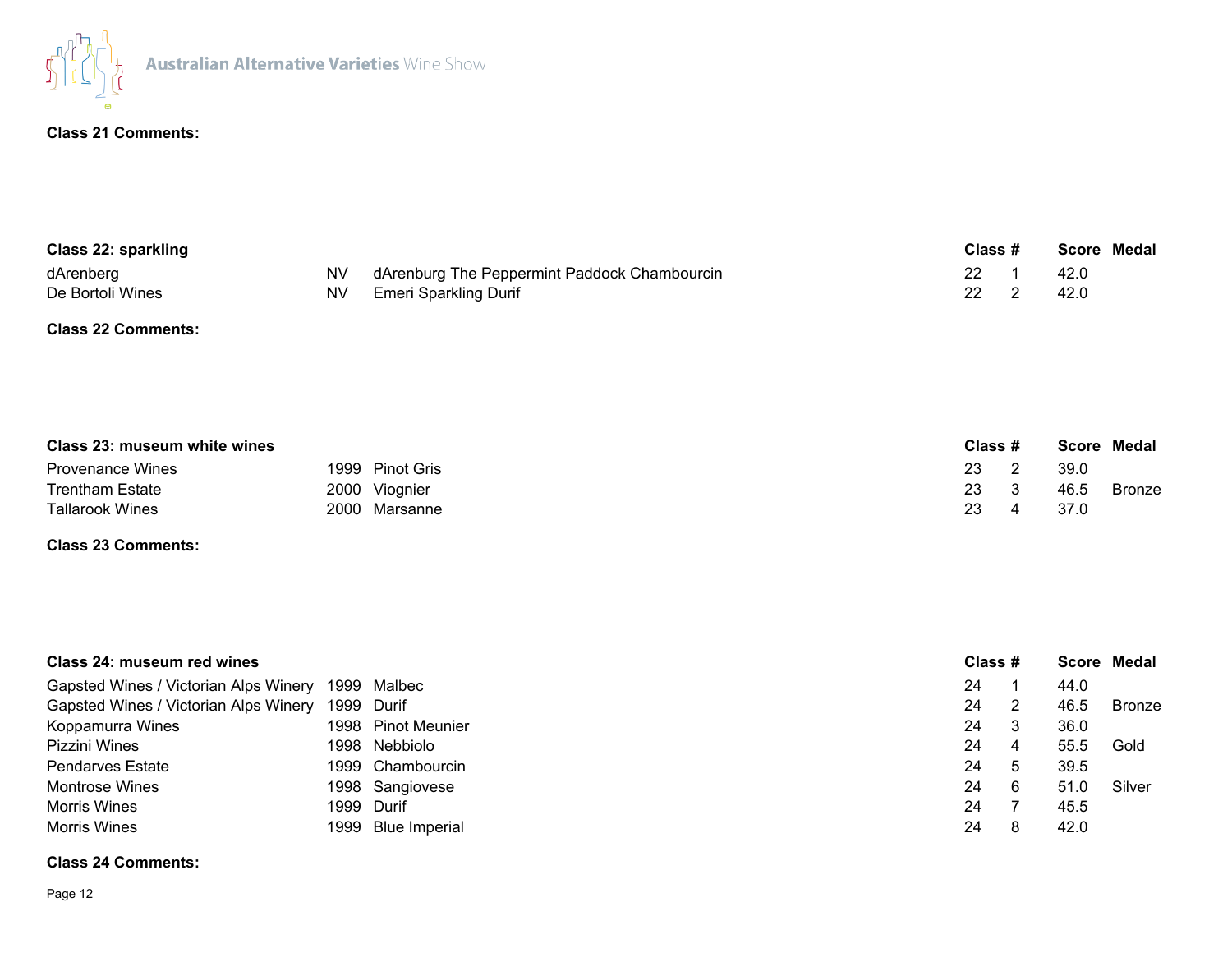**Class 21 Comments:**

| Class 22: sparkling | | | Class | # | Score | Medal |
|---|---|---|---|---|---|---|
| dArenberg | NV | dArenburg The Peppermint Paddock Chambourcin | 22 | 1 | 42.0 | |
| De Bortoli Wines | NV | Emeri Sparkling Durif | 22 | 2 | 42.0 | |

**Class 22 Comments:**

| Class 23: museum white wines | | | Class | # | Score | Medal |
|---|---|---|---|---|---|---|
| Provenance Wines | 1999 | Pinot Gris | 23 | 2 | 39.0 | |
| Trentham Estate | 2000 | Viognier | 23 | 3 | 46.5 | Bronze |
| Tallarook Wines | 2000 | Marsanne | 23 | 4 | 37.0 | |

**Class 23 Comments:**

| Class 24: museum red wines | | | Class | # | Score | Medal |
|---|---|---|---|---|---|---|
| Gapsted Wines / Victorian Alps Winery | 1999 | Malbec | 24 | 1 | 44.0 | |
| Gapsted Wines / Victorian Alps Winery | 1999 | Durif | 24 | 2 | 46.5 | Bronze |
| Koppamurra Wines | 1998 | Pinot Meunier | 24 | 3 | 36.0 | |
| Pizzini Wines | 1998 | Nebbiolo | 24 | 4 | 55.5 | Gold |
| Pendarves Estate | 1999 | Chambourcin | 24 | 5 | 39.5 | |
| Montrose Wines | 1998 | Sangiovese | 24 | 6 | 51.0 | Silver |
| Morris Wines | 1999 | Durif | 24 | 7 | 45.5 | |
| Morris Wines | 1999 | Blue Imperial | 24 | 8 | 42.0 | |

**Class 24 Comments:**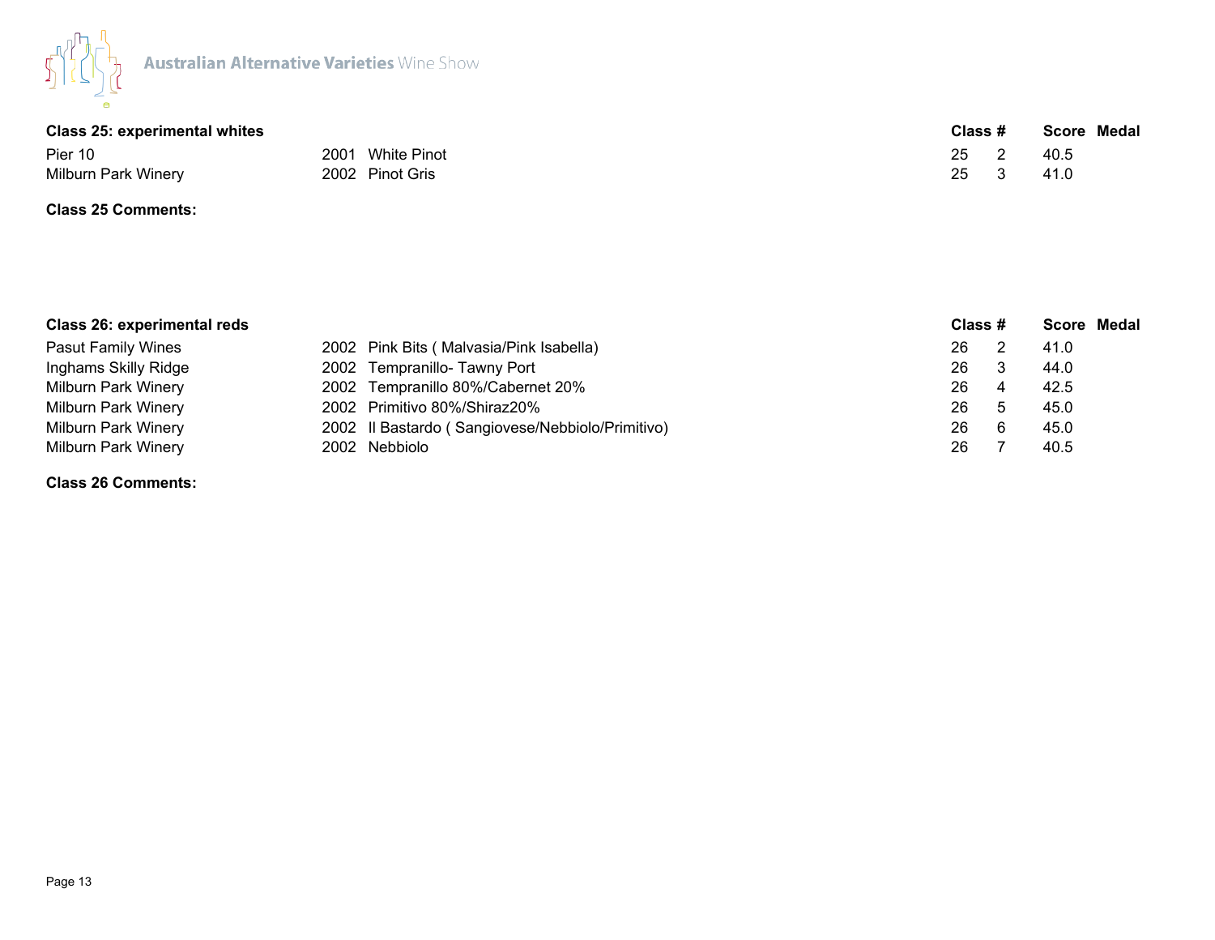| Class 25: experimental whites | | | Class | # | Score | Medal |
|---|---|---|---|---|---|---|
| Pier 10 | 2001 | White Pinot | 25 | 2 | 40.5 | |
| Milburn Park Winery | 2002 | Pinot Gris | 25 | 3 | 41.0 | |

**Class 25 Comments:**

| Class 26: experimental reds | | | Class | # | Score | Medal |
|---|---|---|---|---|---|---|
| Pasut Family Wines | 2002 | Pink Bits ( Malvasia/Pink Isabella) | 26 | 2 | 41.0 | |
| Inghams Skilly Ridge | 2002 | Tempranillo- Tawny Port | 26 | 3 | 44.0 | |
| Milburn Park Winery | 2002 | Tempranillo 80%/Cabernet 20% | 26 | 4 | 42.5 | |
| Milburn Park Winery | 2002 | Primitivo 80%/Shiraz20% | 26 | 5 | 45.0 | |
| Milburn Park Winery | 2002 | Il Bastardo ( Sangiovese/Nebbiolo/Primitivo) | 26 | 6 | 45.0 | |
| Milburn Park Winery | 2002 | Nebbiolo | 26 | 7 | 40.5 | |

**Class 26 Comments:**